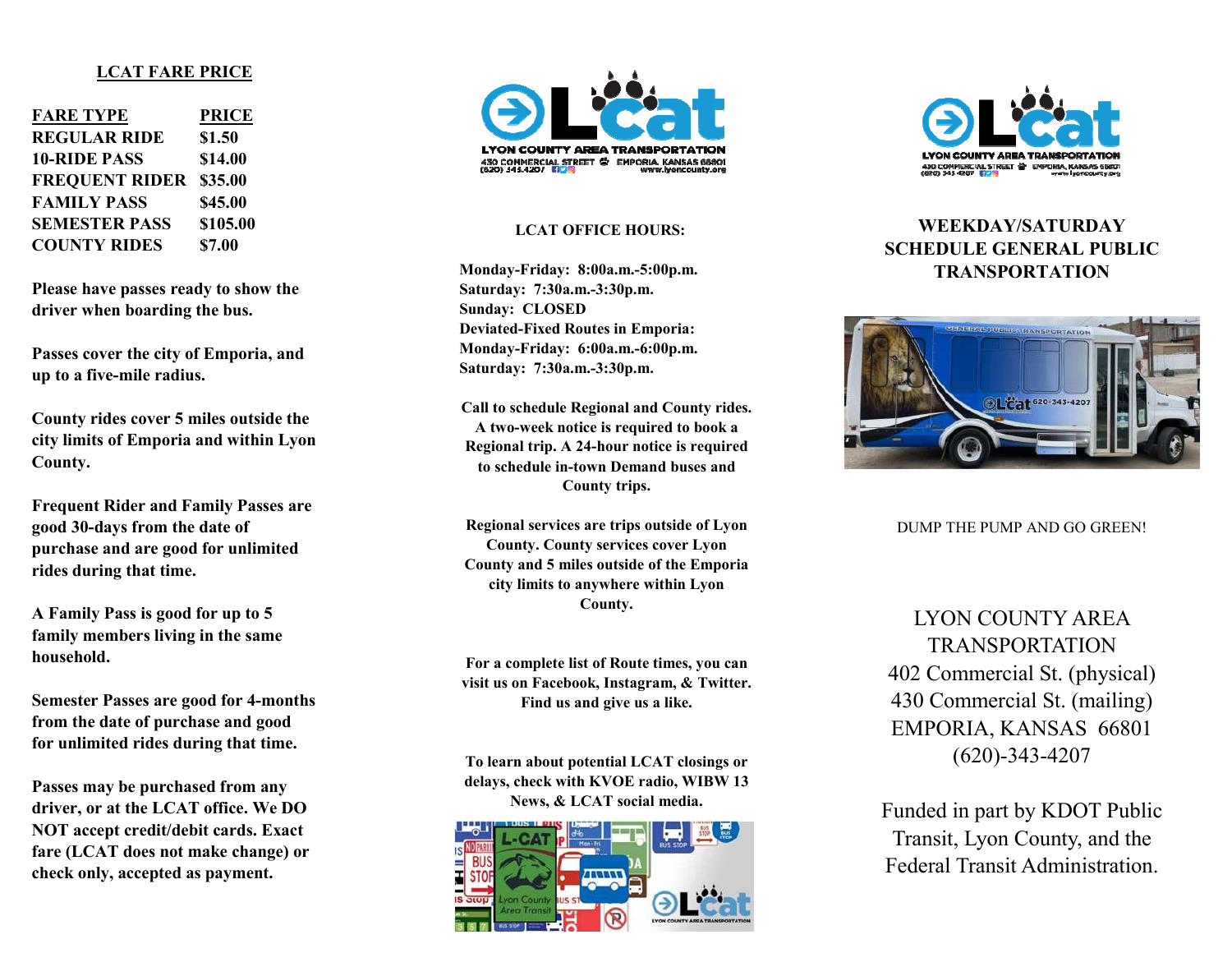## LCAT FARE PRICE

| FARE TYPE | PRICE |
| --- | --- |
| REGULAR RIDE | $1.50 |
| 10-RIDE PASS | $14.00 |
| FREQUENT RIDER | $35.00 |
| FAMILY PASS | $45.00 |
| SEMESTER PASS | $105.00 |
| COUNTY RIDES | $7.00 |

**Please have passes ready to show the driver when boarding the bus.**

**Passes cover the city of Emporia, and up to a five-mile radius.**

**County rides cover 5 miles outside the city limits of Emporia and within Lyon County.**

**Frequent Rider and Family Passes are good 30-days from the date of purchase and are good for unlimited rides during that time.**

**A Family Pass is good for up to 5 family members living in the same household.**

**Semester Passes are good for 4-months from the date of purchase and good for unlimited rides during that time.**

**Passes may be purchased from any driver, or at the LCAT office. We DO NOT accept credit/debit cards. Exact fare (LCAT does not make change) or check only, accepted as payment.**

LCAT

LYON COUNTY AREA TRANSPORTATION
430 COMMERCIAL STREET EMPORIA, KANSAS 66801
(620) 343-4207 www.lyoncounty.org

## LCAT OFFICE HOURS:

**Monday-Friday: 8:00a.m.-5:00p.m.**
**Saturday: 7:30a.m.-3:30p.m.**
**Sunday: CLOSED**
**Deviated-Fixed Routes in Emporia:**
**Monday-Friday: 6:00a.m.-6:00p.m.**
**Saturday: 7:30a.m.-3:30p.m.**

**Call to schedule Regional and County rides. A two-week notice is required to book a Regional trip. A 24-hour notice is required to schedule in-town Demand buses and County trips.**

**Regional services are trips outside of Lyon County. County services cover Lyon County and 5 miles outside of the Emporia city limits to anywhere within Lyon County.**

**For a complete list of Route times, you can visit us on Facebook, Instagram, & Twitter. Find us and give us a like.**

**To learn about potential LCAT closings or delays, check with KVOE radio, WIBW 13 News, & LCAT social media.**

LCAT

LYON COUNTY AREA TRANSPORTATION
430 COMMERCIAL STREET EMPORIA, KANSAS 66801
(620) 343-4207 www.lyoncounty.org

## WEEKDAY/SATURDAY SCHEDULE GENERAL PUBLIC TRANSPORTATION

DUMP THE PUMP AND GO GREEN!

LYON COUNTY AREA TRANSPORTATION
402 Commercial St. (physical)
430 Commercial St. (mailing)
EMPORIA, KANSAS 66801
(620)-343-4207

Funded in part by KDOT Public Transit, Lyon County, and the Federal Transit Administration.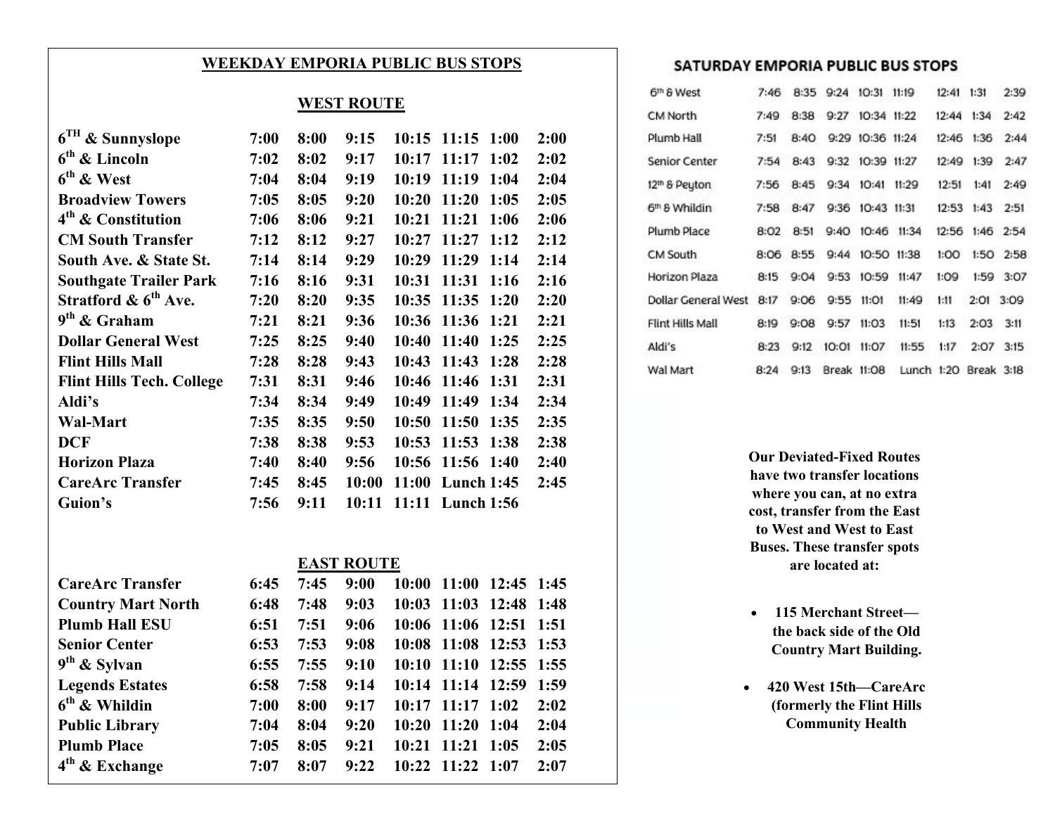## WEEKDAY EMPORIA PUBLIC BUS STOPS

### WEST ROUTE

| | | | | | | | |
|---|---|---|---|---|---|---|---|
| 6TH & Sunnyslope | 7:00 | 8:00 | 9:15 | 10:15 | 11:15 | 1:00 | 2:00 |
| 6th & Lincoln | 7:02 | 8:02 | 9:17 | 10:17 | 11:17 | 1:02 | 2:02 |
| 6th & West | 7:04 | 8:04 | 9:19 | 10:19 | 11:19 | 1:04 | 2:04 |
| Broadview Towers | 7:05 | 8:05 | 9:20 | 10:20 | 11:20 | 1:05 | 2:05 |
| 4th & Constitution | 7:06 | 8:06 | 9:21 | 10:21 | 11:21 | 1:06 | 2:06 |
| CM South Transfer | 7:12 | 8:12 | 9:27 | 10:27 | 11:27 | 1:12 | 2:12 |
| South Ave. & State St. | 7:14 | 8:14 | 9:29 | 10:29 | 11:29 | 1:14 | 2:14 |
| Southgate Trailer Park | 7:16 | 8:16 | 9:31 | 10:31 | 11:31 | 1:16 | 2:16 |
| Stratford & 6th Ave. | 7:20 | 8:20 | 9:35 | 10:35 | 11:35 | 1:20 | 2:20 |
| 9th & Graham | 7:21 | 8:21 | 9:36 | 10:36 | 11:36 | 1:21 | 2:21 |
| Dollar General West | 7:25 | 8:25 | 9:40 | 10:40 | 11:40 | 1:25 | 2:25 |
| Flint Hills Mall | 7:28 | 8:28 | 9:43 | 10:43 | 11:43 | 1:28 | 2:28 |
| Flint Hills Tech. College | 7:31 | 8:31 | 9:46 | 10:46 | 11:46 | 1:31 | 2:31 |
| Aldi's | 7:34 | 8:34 | 9:49 | 10:49 | 11:49 | 1:34 | 2:34 |
| Wal-Mart | 7:35 | 8:35 | 9:50 | 10:50 | 11:50 | 1:35 | 2:35 |
| DCF | 7:38 | 8:38 | 9:53 | 10:53 | 11:53 | 1:38 | 2:38 |
| Horizon Plaza | 7:40 | 8:40 | 9:56 | 10:56 | 11:56 | 1:40 | 2:40 |
| CareArc Transfer | 7:45 | 8:45 | 10:00 | 11:00 | Lunch | 1:45 | 2:45 |
| Guion's | 7:56 | 9:11 | 10:11 | 11:11 | Lunch | 1:56 | |

### EAST ROUTE

| | | | | | | | |
|---|---|---|---|---|---|---|---|
| CareArc Transfer | 6:45 | 7:45 | 9:00 | 10:00 | 11:00 | 12:45 | 1:45 |
| Country Mart North | 6:48 | 7:48 | 9:03 | 10:03 | 11:03 | 12:48 | 1:48 |
| Plumb Hall ESU | 6:51 | 7:51 | 9:06 | 10:06 | 11:06 | 12:51 | 1:51 |
| Senior Center | 6:53 | 7:53 | 9:08 | 10:08 | 11:08 | 12:53 | 1:53 |
| 9th & Sylvan | 6:55 | 7:55 | 9:10 | 10:10 | 11:10 | 12:55 | 1:55 |
| Legends Estates | 6:58 | 7:58 | 9:14 | 10:14 | 11:14 | 12:59 | 1:59 |
| 6th & Whildin | 7:00 | 8:00 | 9:17 | 10:17 | 11:17 | 1:02 | 2:02 |
| Public Library | 7:04 | 8:04 | 9:20 | 10:20 | 11:20 | 1:04 | 2:04 |
| Plumb Place | 7:05 | 8:05 | 9:21 | 10:21 | 11:21 | 1:05 | 2:05 |
| 4th & Exchange | 7:07 | 8:07 | 9:22 | 10:22 | 11:22 | 1:07 | 2:07 |

## SATURDAY EMPORIA PUBLIC BUS STOPS

| | | | | | | | | |
|---|---|---|---|---|---|---|---|---|
| 6th & West | 7:46 | 8:35 | 9:24 | 10:31 | 11:19 | 12:41 | 1:31 | 2:39 |
| CM North | 7:49 | 8:38 | 9:27 | 10:34 | 11:22 | 12:44 | 1:34 | 2:42 |
| Plumb Hall | 7:51 | 8:40 | 9:29 | 10:36 | 11:24 | 12:46 | 1:36 | 2:44 |
| Senior Center | 7:54 | 8:43 | 9:32 | 10:39 | 11:27 | 12:49 | 1:39 | 2:47 |
| 12th & Peyton | 7:56 | 8:45 | 9:34 | 10:41 | 11:29 | 12:51 | 1:41 | 2:49 |
| 6th & Whildin | 7:58 | 8:47 | 9:36 | 10:43 | 11:31 | 12:53 | 1:43 | 2:51 |
| Plumb Place | 8:02 | 8:51 | 9:40 | 10:46 | 11:34 | 12:56 | 1:46 | 2:54 |
| CM South | 8:06 | 8:55 | 9:44 | 10:50 | 11:38 | 1:00 | 1:50 | 2:58 |
| Horizon Plaza | 8:15 | 9:04 | 9:53 | 10:59 | 11:47 | 1:09 | 1:59 | 3:07 |
| Dollar General West | 8:17 | 9:06 | 9:55 | 11:01 | 11:49 | 1:11 | 2:01 | 3:09 |
| Flint Hills Mall | 8:19 | 9:08 | 9:57 | 11:03 | 11:51 | 1:13 | 2:03 | 3:11 |
| Aldi's | 8:23 | 9:12 | 10:01 | 11:07 | 11:55 | 1:17 | 2:07 | 3:15 |
| Wal Mart | 8:24 | 9:13 | Break | 11:08 | Lunch | 1:20 | Break | 3:18 |

**Our Deviated-Fixed Routes have two transfer locations where you can, at no extra cost, transfer from the East to West and West to East Buses. These transfer spots are located at:**

- **115 Merchant Street—the back side of the Old Country Mart Building.**
- **420 West 15th—CareArc (formerly the Flint Hills Community Health**